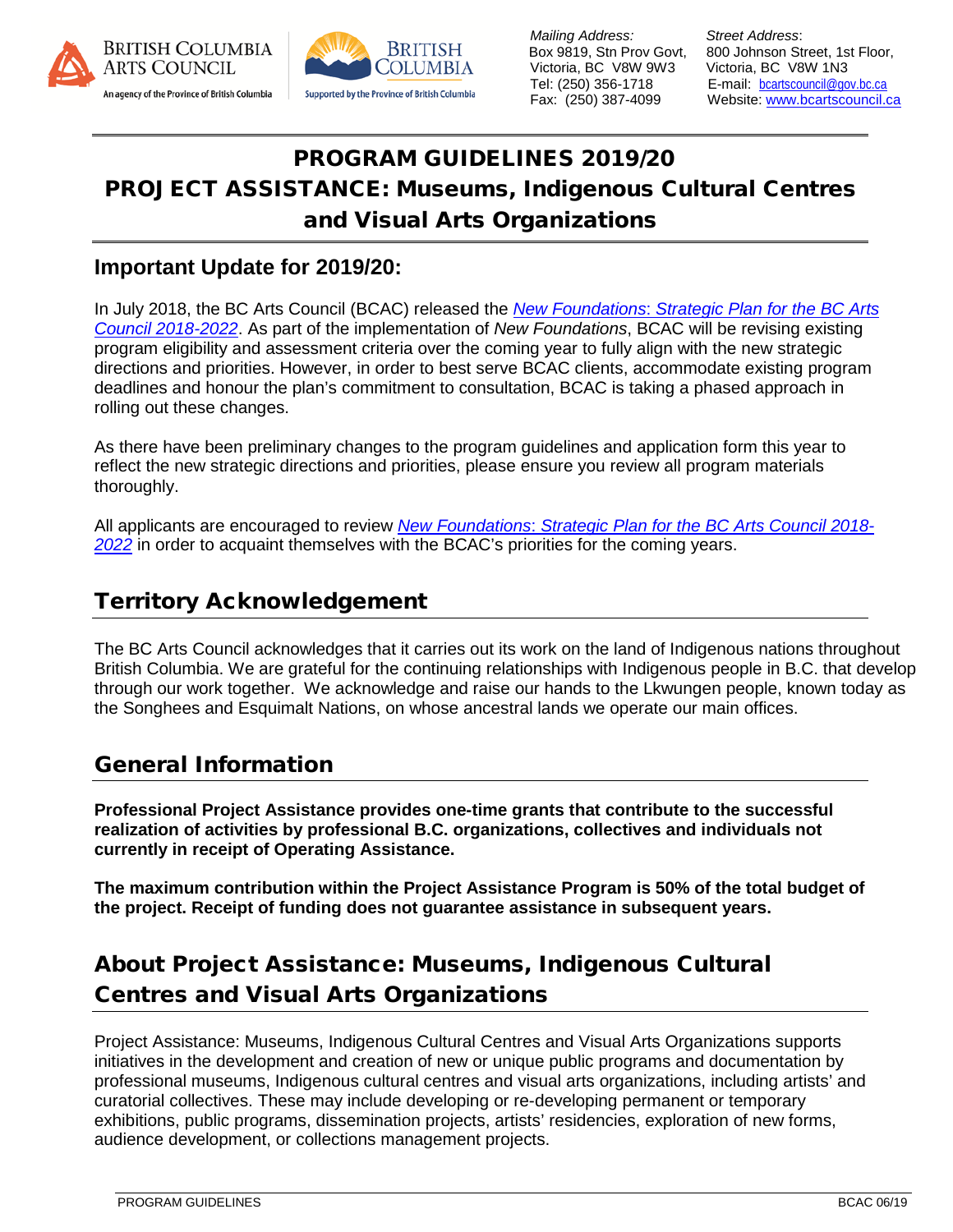BRITISH COLUMBIA ARTS COUNCIL
An agency of the Province of British Columbia

BRITISH COLUMBIA
Supported by the Province of British Columbia

*Mailing Address:*
Box 9819, Stn Prov Govt,
Victoria, BC V8W 9W3
Tel: (250) 356-1718
Fax: (250) 387-4099

*Street Address*:
800 Johnson Street, 1st Floor,
Victoria, BC V8W 1N3
E-mail: bcartscouncil@gov.bc.ca
Website: www.bcartscouncil.ca

# PROGRAM GUIDELINES 2019/20
# PROJECT ASSISTANCE: Museums, Indigenous Cultural Centres and Visual Arts Organizations

## Important Update for 2019/20:

In July 2018, the BC Arts Council (BCAC) released the *New Foundations: Strategic Plan for the BC Arts Council 2018-2022*. As part of the implementation of *New Foundations*, BCAC will be revising existing program eligibility and assessment criteria over the coming year to fully align with the new strategic directions and priorities. However, in order to best serve BCAC clients, accommodate existing program deadlines and honour the plan's commitment to consultation, BCAC is taking a phased approach in rolling out these changes.

As there have been preliminary changes to the program guidelines and application form this year to reflect the new strategic directions and priorities, please ensure you review all program materials thoroughly.

All applicants are encouraged to review *New Foundations: Strategic Plan for the BC Arts Council 2018-2022* in order to acquaint themselves with the BCAC's priorities for the coming years.

## Territory Acknowledgement

The BC Arts Council acknowledges that it carries out its work on the land of Indigenous nations throughout British Columbia. We are grateful for the continuing relationships with Indigenous people in B.C. that develop through our work together. We acknowledge and raise our hands to the Lkwungen people, known today as the Songhees and Esquimalt Nations, on whose ancestral lands we operate our main offices.

## General Information

**Professional Project Assistance provides one-time grants that contribute to the successful realization of activities by professional B.C. organizations, collectives and individuals not currently in receipt of Operating Assistance.**

**The maximum contribution within the Project Assistance Program is 50% of the total budget of the project. Receipt of funding does not guarantee assistance in subsequent years.**

## About Project Assistance: Museums, Indigenous Cultural Centres and Visual Arts Organizations

Project Assistance: Museums, Indigenous Cultural Centres and Visual Arts Organizations supports initiatives in the development and creation of new or unique public programs and documentation by professional museums, Indigenous cultural centres and visual arts organizations, including artists' and curatorial collectives. These may include developing or re-developing permanent or temporary exhibitions, public programs, dissemination projects, artists' residencies, exploration of new forms, audience development, or collections management projects.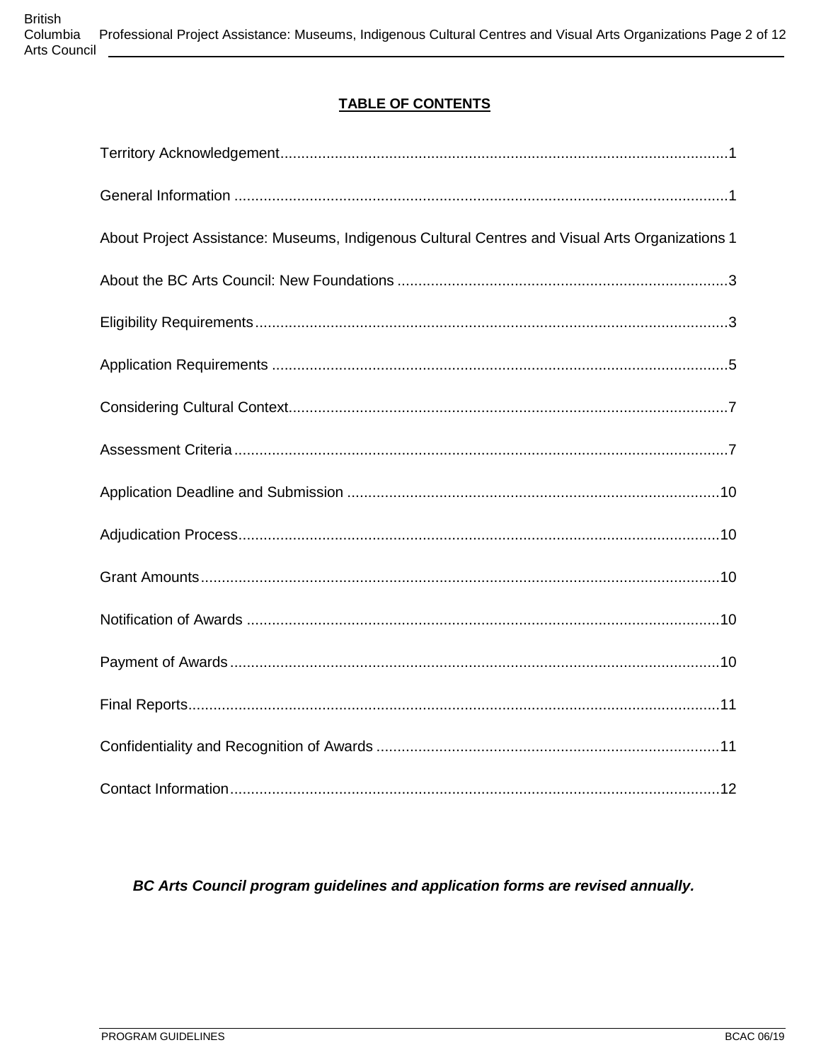## TABLE OF CONTENTS

Territory Acknowledgement........................................................1

General Information ........................................................1

About Project Assistance: Museums, Indigenous Cultural Centres and Visual Arts Organizations 1

About the BC Arts Council: New Foundations ........................................................3

Eligibility Requirements........................................................3

Application Requirements ........................................................5

Considering Cultural Context........................................................7

Assessment Criteria........................................................7

Application Deadline and Submission ........................................................10

Adjudication Process........................................................10

Grant Amounts........................................................10

Notification of Awards ........................................................10

Payment of Awards........................................................10

Final Reports........................................................11

Confidentiality and Recognition of Awards ........................................................11

Contact Information........................................................12

***BC Arts Council program guidelines and application forms are revised annually.***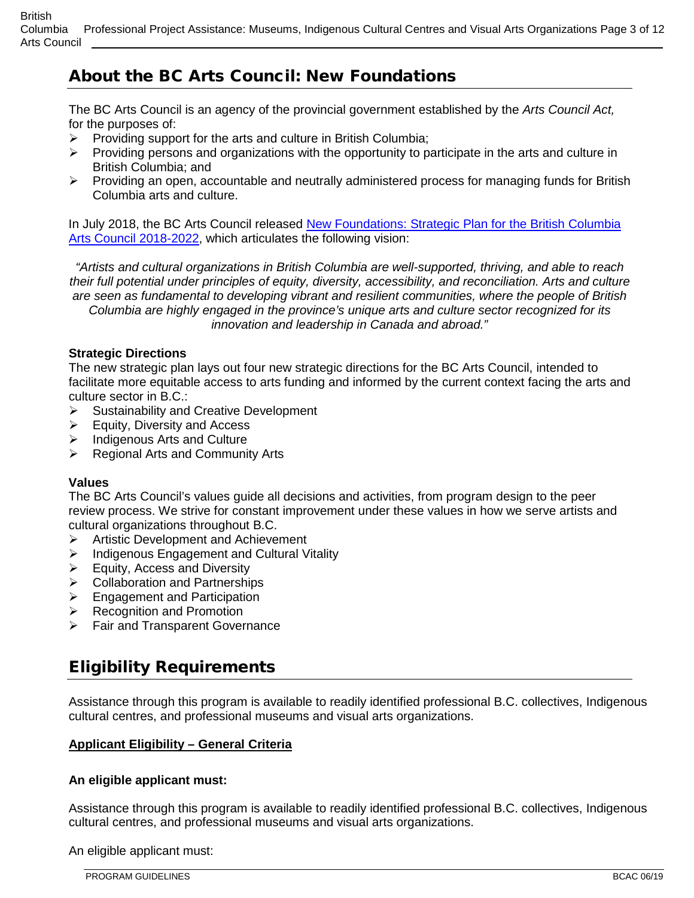## About the BC Arts Council: New Foundations

The BC Arts Council is an agency of the provincial government established by the *Arts Council Act,* for the purposes of:

- Providing support for the arts and culture in British Columbia;
- Providing persons and organizations with the opportunity to participate in the arts and culture in British Columbia; and
- Providing an open, accountable and neutrally administered process for managing funds for British Columbia arts and culture.

In July 2018, the BC Arts Council released [New Foundations: Strategic Plan for the British Columbia Arts Council 2018-2022](), which articulates the following vision:

*"Artists and cultural organizations in British Columbia are well-supported, thriving, and able to reach their full potential under principles of equity, diversity, accessibility, and reconciliation. Arts and culture are seen as fundamental to developing vibrant and resilient communities, where the people of British Columbia are highly engaged in the province's unique arts and culture sector recognized for its innovation and leadership in Canada and abroad."*

**Strategic Directions**

The new strategic plan lays out four new strategic directions for the BC Arts Council, intended to facilitate more equitable access to arts funding and informed by the current context facing the arts and culture sector in B.C.:

- Sustainability and Creative Development
- Equity, Diversity and Access
- Indigenous Arts and Culture
- Regional Arts and Community Arts

**Values**

The BC Arts Council's values guide all decisions and activities, from program design to the peer review process. We strive for constant improvement under these values in how we serve artists and cultural organizations throughout B.C.

- Artistic Development and Achievement
- Indigenous Engagement and Cultural Vitality
- Equity, Access and Diversity
- Collaboration and Partnerships
- Engagement and Participation
- Recognition and Promotion
- Fair and Transparent Governance

## Eligibility Requirements

Assistance through this program is available to readily identified professional B.C. collectives, Indigenous cultural centres, and professional museums and visual arts organizations.

**Applicant Eligibility – General Criteria**

**An eligible applicant must:**

Assistance through this program is available to readily identified professional B.C. collectives, Indigenous cultural centres, and professional museums and visual arts organizations.

An eligible applicant must: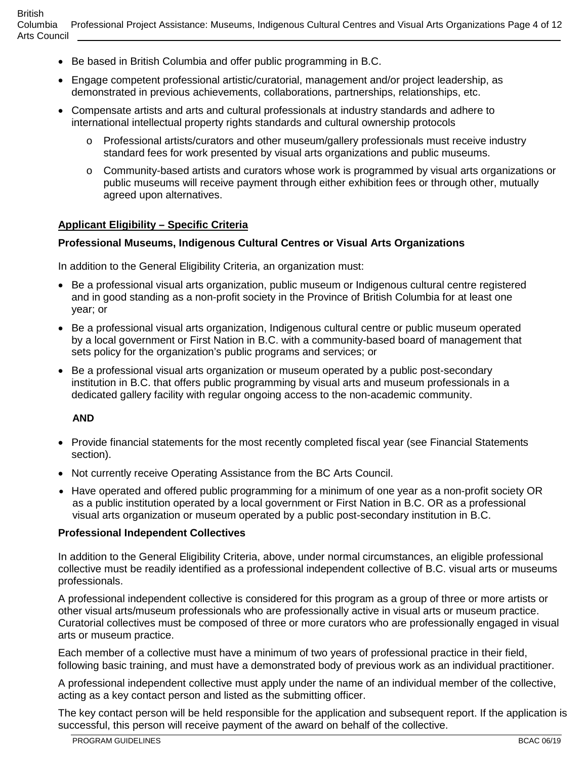- Be based in British Columbia and offer public programming in B.C.
- Engage competent professional artistic/curatorial, management and/or project leadership, as demonstrated in previous achievements, collaborations, partnerships, relationships, etc.
- Compensate artists and arts and cultural professionals at industry standards and adhere to international intellectual property rights standards and cultural ownership protocols
  - Professional artists/curators and other museum/gallery professionals must receive industry standard fees for work presented by visual arts organizations and public museums.
  - Community-based artists and curators whose work is programmed by visual arts organizations or public museums will receive payment through either exhibition fees or through other, mutually agreed upon alternatives.

## Applicant Eligibility – Specific Criteria

### Professional Museums, Indigenous Cultural Centres or Visual Arts Organizations

In addition to the General Eligibility Criteria, an organization must:

- Be a professional visual arts organization, public museum or Indigenous cultural centre registered and in good standing as a non-profit society in the Province of British Columbia for at least one year; or
- Be a professional visual arts organization, Indigenous cultural centre or public museum operated by a local government or First Nation in B.C. with a community-based board of management that sets policy for the organization's public programs and services; or
- Be a professional visual arts organization or museum operated by a public post-secondary institution in B.C. that offers public programming by visual arts and museum professionals in a dedicated gallery facility with regular ongoing access to the non-academic community.

**AND**

- Provide financial statements for the most recently completed fiscal year (see Financial Statements section).
- Not currently receive Operating Assistance from the BC Arts Council.
- Have operated and offered public programming for a minimum of one year as a non-profit society OR as a public institution operated by a local government or First Nation in B.C. OR as a professional visual arts organization or museum operated by a public post-secondary institution in B.C.

### Professional Independent Collectives

In addition to the General Eligibility Criteria, above, under normal circumstances, an eligible professional collective must be readily identified as a professional independent collective of B.C. visual arts or museums professionals.

A professional independent collective is considered for this program as a group of three or more artists or other visual arts/museum professionals who are professionally active in visual arts or museum practice. Curatorial collectives must be composed of three or more curators who are professionally engaged in visual arts or museum practice.

Each member of a collective must have a minimum of two years of professional practice in their field, following basic training, and must have a demonstrated body of previous work as an individual practitioner.

A professional independent collective must apply under the name of an individual member of the collective, acting as a key contact person and listed as the submitting officer.

The key contact person will be held responsible for the application and subsequent report. If the application is successful, this person will receive payment of the award on behalf of the collective.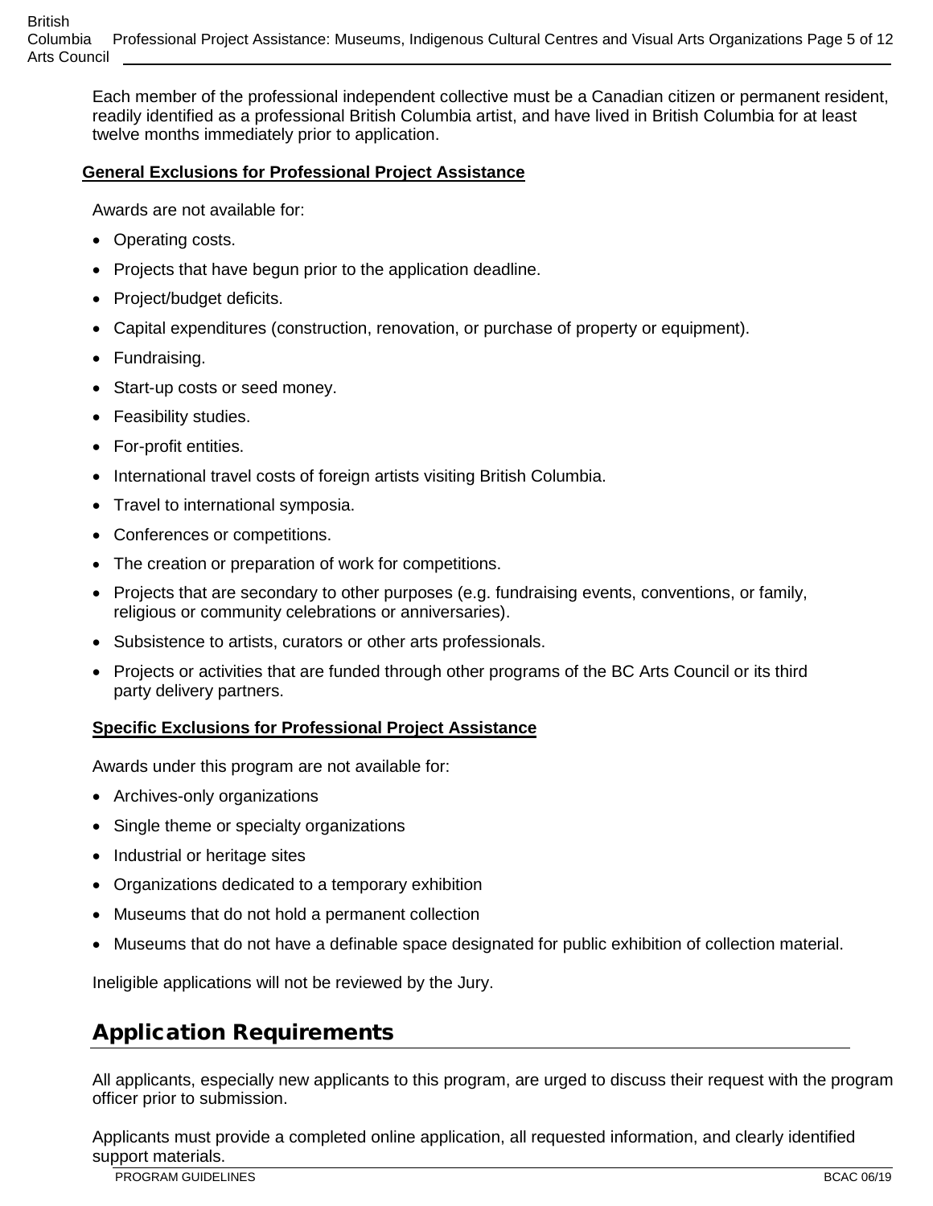Each member of the professional independent collective must be a Canadian citizen or permanent resident, readily identified as a professional British Columbia artist, and have lived in British Columbia for at least twelve months immediately prior to application.

### General Exclusions for Professional Project Assistance

Awards are not available for:

- Operating costs.
- Projects that have begun prior to the application deadline.
- Project/budget deficits.
- Capital expenditures (construction, renovation, or purchase of property or equipment).
- Fundraising.
- Start-up costs or seed money.
- Feasibility studies.
- For-profit entities.
- International travel costs of foreign artists visiting British Columbia.
- Travel to international symposia.
- Conferences or competitions.
- The creation or preparation of work for competitions.
- Projects that are secondary to other purposes (e.g. fundraising events, conventions, or family, religious or community celebrations or anniversaries).
- Subsistence to artists, curators or other arts professionals.
- Projects or activities that are funded through other programs of the BC Arts Council or its third party delivery partners.

### Specific Exclusions for Professional Project Assistance

Awards under this program are not available for:

- Archives-only organizations
- Single theme or specialty organizations
- Industrial or heritage sites
- Organizations dedicated to a temporary exhibition
- Museums that do not hold a permanent collection
- Museums that do not have a definable space designated for public exhibition of collection material.

Ineligible applications will not be reviewed by the Jury.

## Application Requirements

All applicants, especially new applicants to this program, are urged to discuss their request with the program officer prior to submission.

Applicants must provide a completed online application, all requested information, and clearly identified support materials.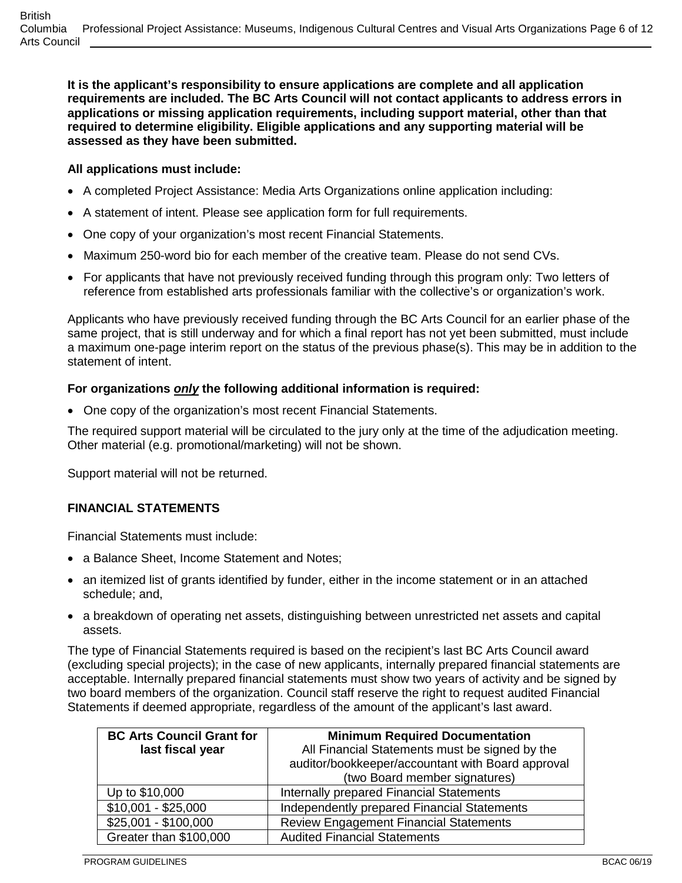**It is the applicant's responsibility to ensure applications are complete and all application requirements are included. The BC Arts Council will not contact applicants to address errors in applications or missing application requirements, including support material, other than that required to determine eligibility. Eligible applications and any supporting material will be assessed as they have been submitted.**

**All applications must include:**

- A completed Project Assistance: Media Arts Organizations online application including:
- A statement of intent. Please see application form for full requirements.
- One copy of your organization's most recent Financial Statements.
- Maximum 250-word bio for each member of the creative team. Please do not send CVs.
- For applicants that have not previously received funding through this program only: Two letters of reference from established arts professionals familiar with the collective's or organization's work.

Applicants who have previously received funding through the BC Arts Council for an earlier phase of the same project, that is still underway and for which a final report has not yet been submitted, must include a maximum one-page interim report on the status of the previous phase(s). This may be in addition to the statement of intent.

**For organizations *only* the following additional information is required:**

- One copy of the organization's most recent Financial Statements.

The required support material will be circulated to the jury only at the time of the adjudication meeting. Other material (e.g. promotional/marketing) will not be shown.

Support material will not be returned.

## FINANCIAL STATEMENTS

Financial Statements must include:

- a Balance Sheet, Income Statement and Notes;
- an itemized list of grants identified by funder, either in the income statement or in an attached schedule; and,
- a breakdown of operating net assets, distinguishing between unrestricted net assets and capital assets.

The type of Financial Statements required is based on the recipient's last BC Arts Council award (excluding special projects); in the case of new applicants, internally prepared financial statements are acceptable. Internally prepared financial statements must show two years of activity and be signed by two board members of the organization. Council staff reserve the right to request audited Financial Statements if deemed appropriate, regardless of the amount of the applicant's last award.

| **BC Arts Council Grant for last fiscal year** | **Minimum Required Documentation** All Financial Statements must be signed by the auditor/bookkeeper/accountant with Board approval (two Board member signatures) |
|---|---|
| Up to $10,000 | Internally prepared Financial Statements |
| $10,001 - $25,000 | Independently prepared Financial Statements |
| $25,001 - $100,000 | Review Engagement Financial Statements |
| Greater than $100,000 | Audited Financial Statements |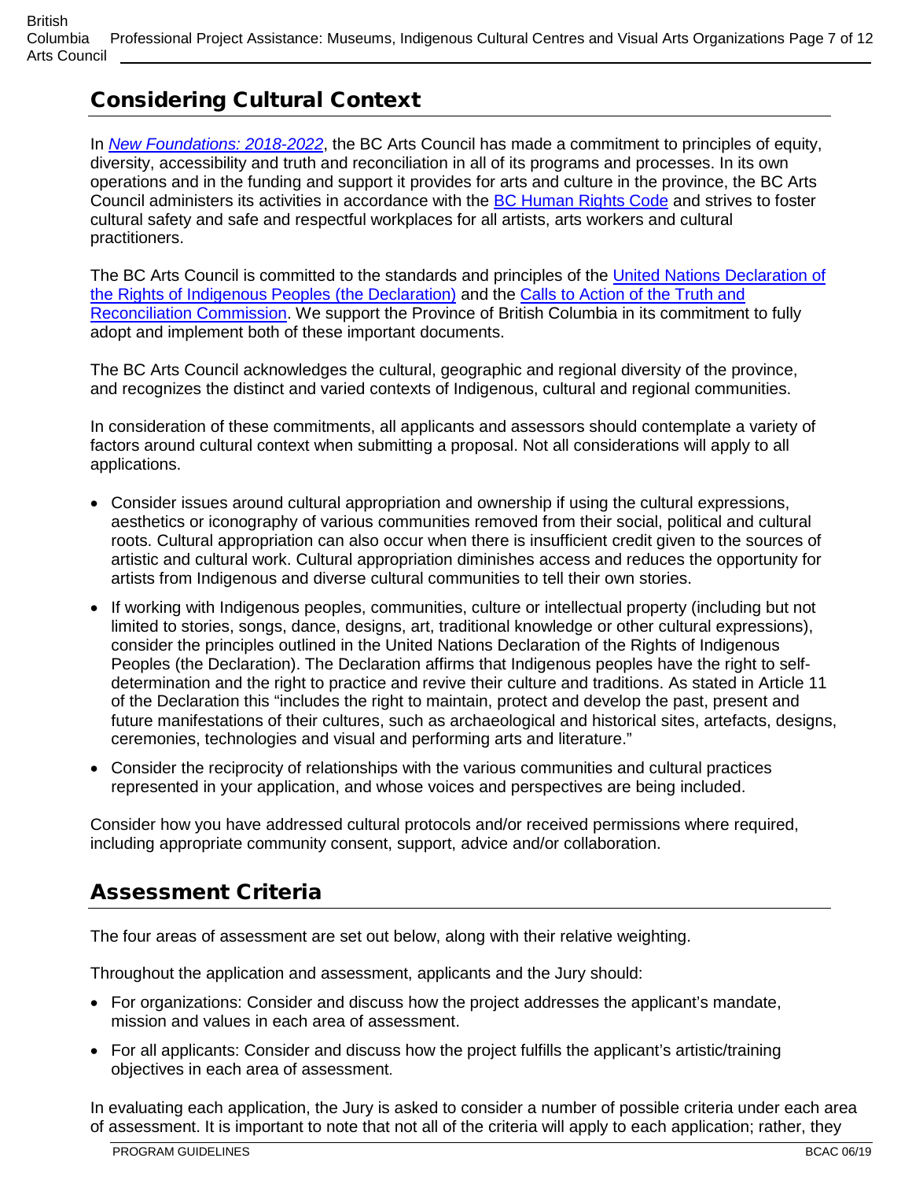## Considering Cultural Context

In *New Foundations: 2018-2022*, the BC Arts Council has made a commitment to principles of equity, diversity, accessibility and truth and reconciliation in all of its programs and processes. In its own operations and in the funding and support it provides for arts and culture in the province, the BC Arts Council administers its activities in accordance with the BC Human Rights Code and strives to foster cultural safety and safe and respectful workplaces for all artists, arts workers and cultural practitioners.

The BC Arts Council is committed to the standards and principles of the United Nations Declaration of the Rights of Indigenous Peoples (the Declaration) and the Calls to Action of the Truth and Reconciliation Commission. We support the Province of British Columbia in its commitment to fully adopt and implement both of these important documents.

The BC Arts Council acknowledges the cultural, geographic and regional diversity of the province, and recognizes the distinct and varied contexts of Indigenous, cultural and regional communities.

In consideration of these commitments, all applicants and assessors should contemplate a variety of factors around cultural context when submitting a proposal. Not all considerations will apply to all applications.

- Consider issues around cultural appropriation and ownership if using the cultural expressions, aesthetics or iconography of various communities removed from their social, political and cultural roots. Cultural appropriation can also occur when there is insufficient credit given to the sources of artistic and cultural work. Cultural appropriation diminishes access and reduces the opportunity for artists from Indigenous and diverse cultural communities to tell their own stories.
- If working with Indigenous peoples, communities, culture or intellectual property (including but not limited to stories, songs, dance, designs, art, traditional knowledge or other cultural expressions), consider the principles outlined in the United Nations Declaration of the Rights of Indigenous Peoples (the Declaration). The Declaration affirms that Indigenous peoples have the right to self-determination and the right to practice and revive their culture and traditions. As stated in Article 11 of the Declaration this "includes the right to maintain, protect and develop the past, present and future manifestations of their cultures, such as archaeological and historical sites, artefacts, designs, ceremonies, technologies and visual and performing arts and literature."
- Consider the reciprocity of relationships with the various communities and cultural practices represented in your application, and whose voices and perspectives are being included.

Consider how you have addressed cultural protocols and/or received permissions where required, including appropriate community consent, support, advice and/or collaboration.

## Assessment Criteria

The four areas of assessment are set out below, along with their relative weighting.

Throughout the application and assessment, applicants and the Jury should:

- For organizations: Consider and discuss how the project addresses the applicant's mandate, mission and values in each area of assessment.
- For all applicants: Consider and discuss how the project fulfills the applicant's artistic/training objectives in each area of assessment.

In evaluating each application, the Jury is asked to consider a number of possible criteria under each area of assessment. It is important to note that not all of the criteria will apply to each application; rather, they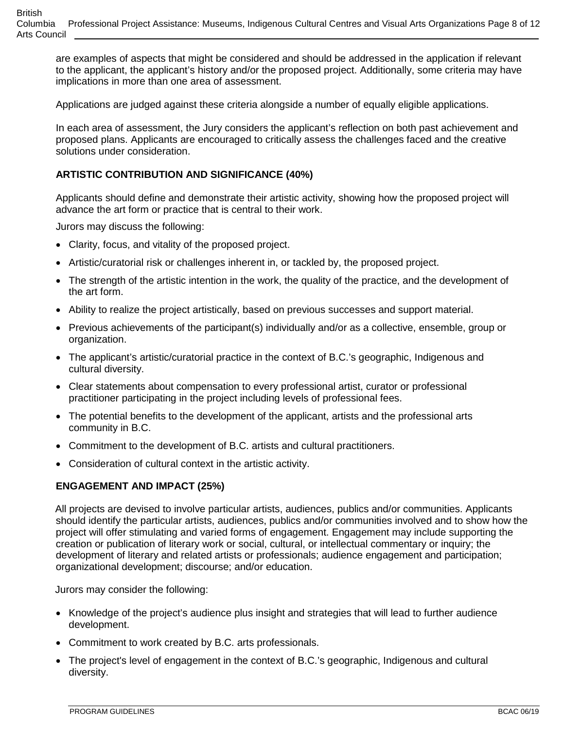are examples of aspects that might be considered and should be addressed in the application if relevant to the applicant, the applicant's history and/or the proposed project. Additionally, some criteria may have implications in more than one area of assessment.

Applications are judged against these criteria alongside a number of equally eligible applications.

In each area of assessment, the Jury considers the applicant's reflection on both past achievement and proposed plans. Applicants are encouraged to critically assess the challenges faced and the creative solutions under consideration.

## ARTISTIC CONTRIBUTION AND SIGNIFICANCE (40%)

Applicants should define and demonstrate their artistic activity, showing how the proposed project will advance the art form or practice that is central to their work.

Jurors may discuss the following:

- Clarity, focus, and vitality of the proposed project.
- Artistic/curatorial risk or challenges inherent in, or tackled by, the proposed project.
- The strength of the artistic intention in the work, the quality of the practice, and the development of the art form.
- Ability to realize the project artistically, based on previous successes and support material.
- Previous achievements of the participant(s) individually and/or as a collective, ensemble, group or organization.
- The applicant's artistic/curatorial practice in the context of B.C.'s geographic, Indigenous and cultural diversity.
- Clear statements about compensation to every professional artist, curator or professional practitioner participating in the project including levels of professional fees.
- The potential benefits to the development of the applicant, artists and the professional arts community in B.C.
- Commitment to the development of B.C. artists and cultural practitioners.
- Consideration of cultural context in the artistic activity.

## ENGAGEMENT AND IMPACT (25%)

All projects are devised to involve particular artists, audiences, publics and/or communities. Applicants should identify the particular artists, audiences, publics and/or communities involved and to show how the project will offer stimulating and varied forms of engagement. Engagement may include supporting the creation or publication of literary work or social, cultural, or intellectual commentary or inquiry; the development of literary and related artists or professionals; audience engagement and participation; organizational development; discourse; and/or education.

Jurors may consider the following:

- Knowledge of the project's audience plus insight and strategies that will lead to further audience development.
- Commitment to work created by B.C. arts professionals.
- The project's level of engagement in the context of B.C.'s geographic, Indigenous and cultural diversity.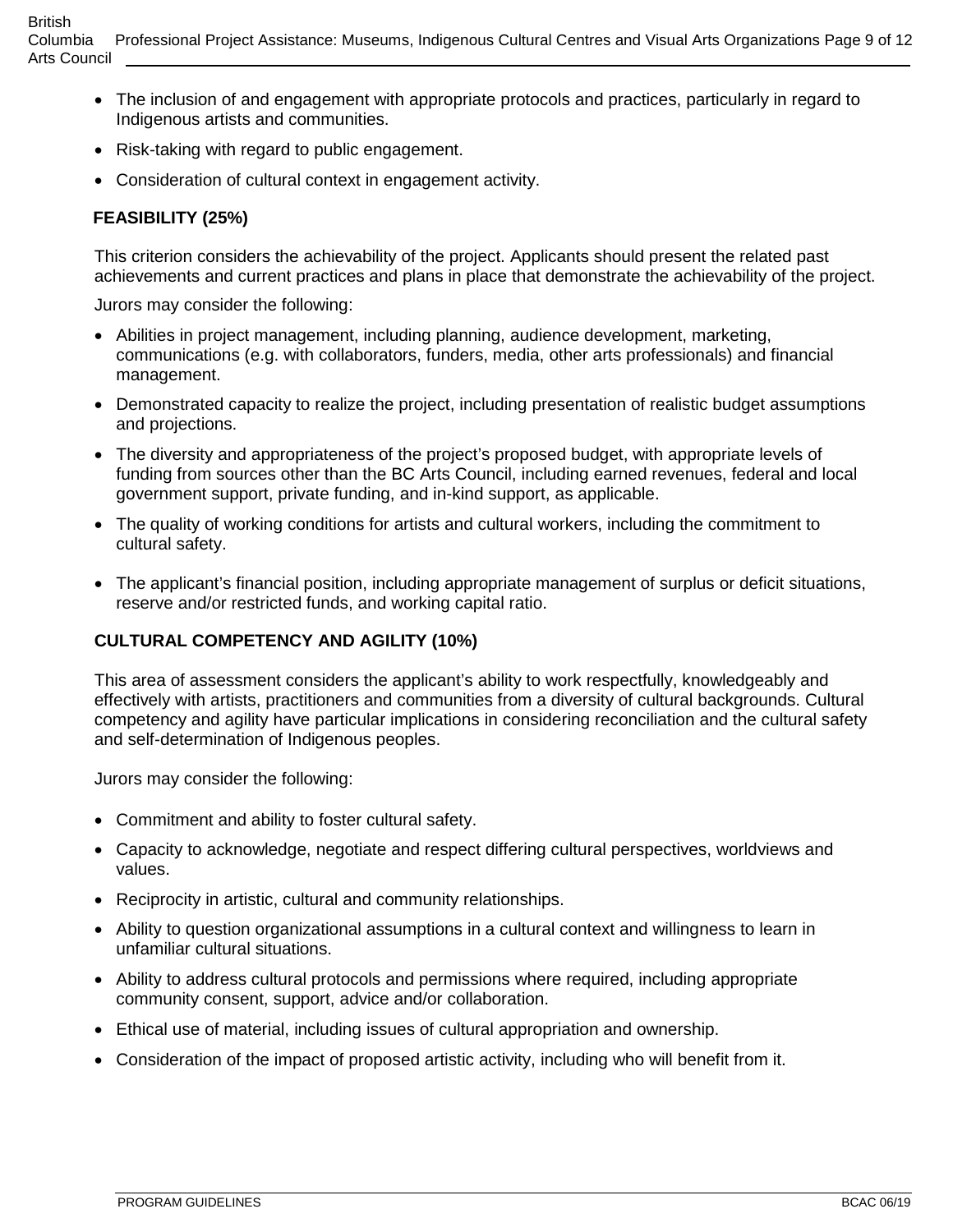- The inclusion of and engagement with appropriate protocols and practices, particularly in regard to Indigenous artists and communities.
- Risk-taking with regard to public engagement.
- Consideration of cultural context in engagement activity.

**FEASIBILITY (25%)**

This criterion considers the achievability of the project. Applicants should present the related past achievements and current practices and plans in place that demonstrate the achievability of the project.

Jurors may consider the following:

- Abilities in project management, including planning, audience development, marketing, communications (e.g. with collaborators, funders, media, other arts professionals) and financial management.
- Demonstrated capacity to realize the project, including presentation of realistic budget assumptions and projections.
- The diversity and appropriateness of the project's proposed budget, with appropriate levels of funding from sources other than the BC Arts Council, including earned revenues, federal and local government support, private funding, and in-kind support, as applicable.
- The quality of working conditions for artists and cultural workers, including the commitment to cultural safety.
- The applicant's financial position, including appropriate management of surplus or deficit situations, reserve and/or restricted funds, and working capital ratio.

**CULTURAL COMPETENCY AND AGILITY (10%)**

This area of assessment considers the applicant's ability to work respectfully, knowledgeably and effectively with artists, practitioners and communities from a diversity of cultural backgrounds. Cultural competency and agility have particular implications in considering reconciliation and the cultural safety and self-determination of Indigenous peoples.

Jurors may consider the following:

- Commitment and ability to foster cultural safety.
- Capacity to acknowledge, negotiate and respect differing cultural perspectives, worldviews and values.
- Reciprocity in artistic, cultural and community relationships.
- Ability to question organizational assumptions in a cultural context and willingness to learn in unfamiliar cultural situations.
- Ability to address cultural protocols and permissions where required, including appropriate community consent, support, advice and/or collaboration.
- Ethical use of material, including issues of cultural appropriation and ownership.
- Consideration of the impact of proposed artistic activity, including who will benefit from it.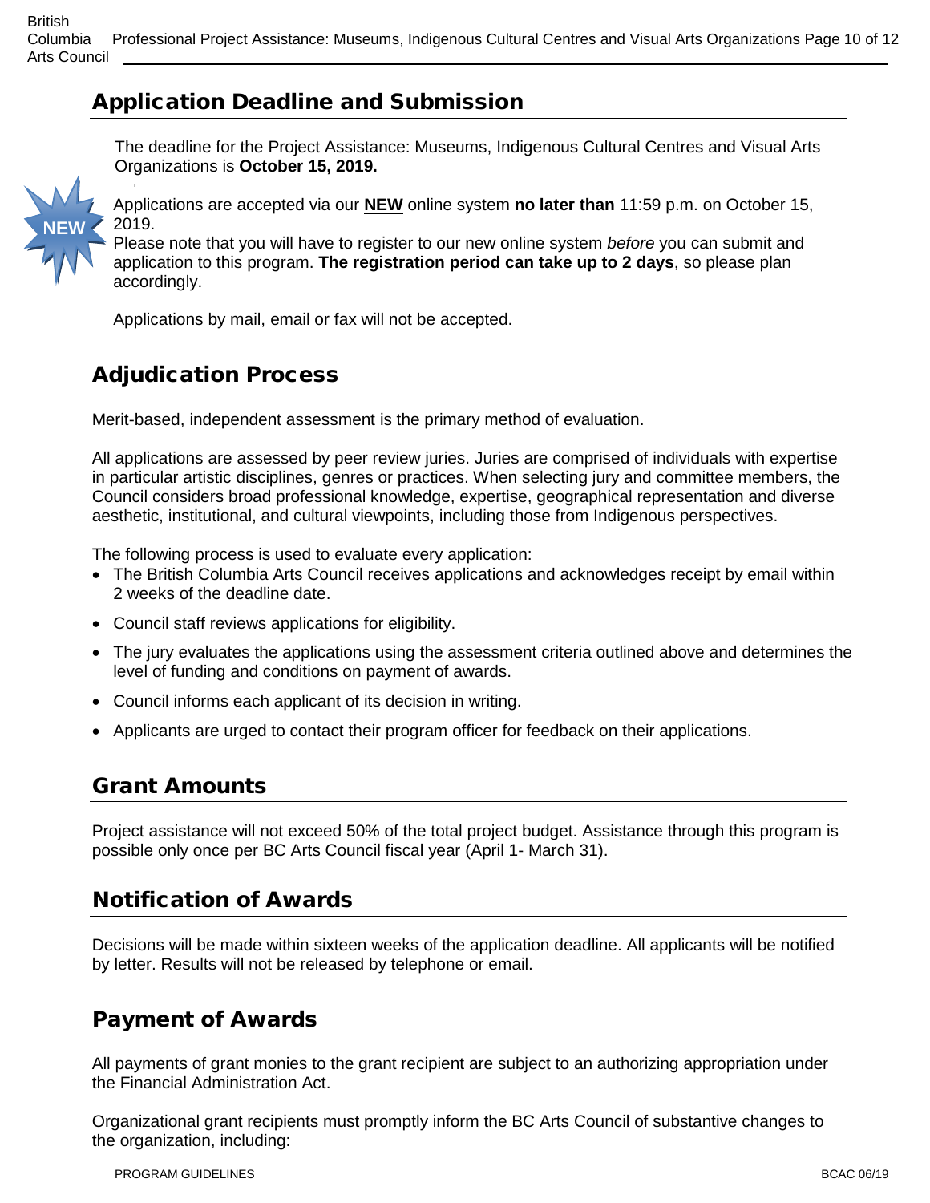## Application Deadline and Submission

The deadline for the Project Assistance: Museums, Indigenous Cultural Centres and Visual Arts Organizations is **October 15, 2019.**

NEW

Applications are accepted via our **NEW** online system **no later than** 11:59 p.m. on October 15, 2019.

Please note that you will have to register to our new online system *before* you can submit and application to this program. **The registration period can take up to 2 days**, so please plan accordingly.

Applications by mail, email or fax will not be accepted.

## Adjudication Process

Merit-based, independent assessment is the primary method of evaluation.

All applications are assessed by peer review juries. Juries are comprised of individuals with expertise in particular artistic disciplines, genres or practices. When selecting jury and committee members, the Council considers broad professional knowledge, expertise, geographical representation and diverse aesthetic, institutional, and cultural viewpoints, including those from Indigenous perspectives.

The following process is used to evaluate every application:

- The British Columbia Arts Council receives applications and acknowledges receipt by email within 2 weeks of the deadline date.
- Council staff reviews applications for eligibility.
- The jury evaluates the applications using the assessment criteria outlined above and determines the level of funding and conditions on payment of awards.
- Council informs each applicant of its decision in writing.
- Applicants are urged to contact their program officer for feedback on their applications.

## Grant Amounts

Project assistance will not exceed 50% of the total project budget. Assistance through this program is possible only once per BC Arts Council fiscal year (April 1- March 31).

## Notification of Awards

Decisions will be made within sixteen weeks of the application deadline. All applicants will be notified by letter. Results will not be released by telephone or email.

## Payment of Awards

All payments of grant monies to the grant recipient are subject to an authorizing appropriation under the Financial Administration Act.

Organizational grant recipients must promptly inform the BC Arts Council of substantive changes to the organization, including: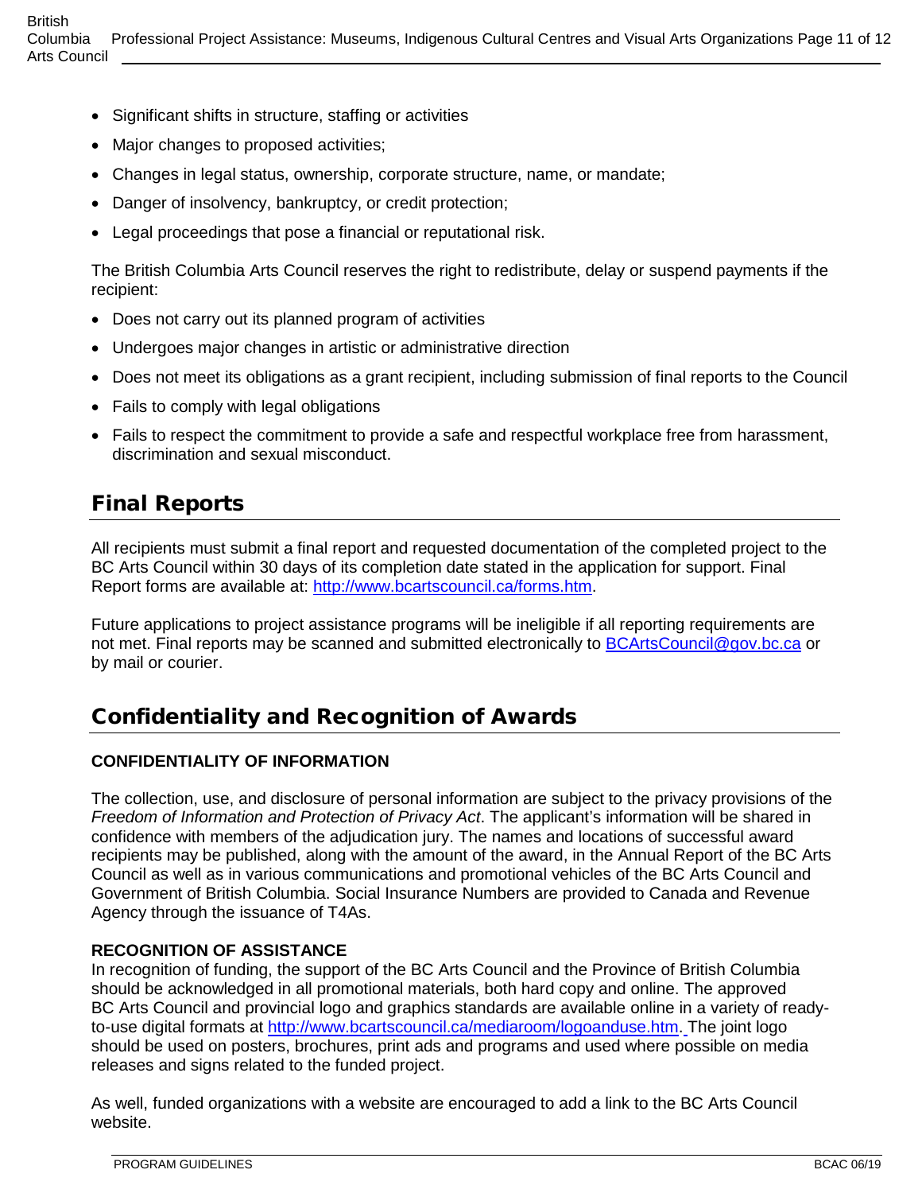- Significant shifts in structure, staffing or activities
- Major changes to proposed activities;
- Changes in legal status, ownership, corporate structure, name, or mandate;
- Danger of insolvency, bankruptcy, or credit protection;
- Legal proceedings that pose a financial or reputational risk.

The British Columbia Arts Council reserves the right to redistribute, delay or suspend payments if the recipient:

- Does not carry out its planned program of activities
- Undergoes major changes in artistic or administrative direction
- Does not meet its obligations as a grant recipient, including submission of final reports to the Council
- Fails to comply with legal obligations
- Fails to respect the commitment to provide a safe and respectful workplace free from harassment, discrimination and sexual misconduct.

## Final Reports

All recipients must submit a final report and requested documentation of the completed project to the BC Arts Council within 30 days of its completion date stated in the application for support. Final Report forms are available at: http://www.bcartscouncil.ca/forms.htm.

Future applications to project assistance programs will be ineligible if all reporting requirements are not met. Final reports may be scanned and submitted electronically to BCArtsCouncil@gov.bc.ca or by mail or courier.

## Confidentiality and Recognition of Awards

**CONFIDENTIALITY OF INFORMATION**

The collection, use, and disclosure of personal information are subject to the privacy provisions of the *Freedom of Information and Protection of Privacy Act*. The applicant's information will be shared in confidence with members of the adjudication jury. The names and locations of successful award recipients may be published, along with the amount of the award, in the Annual Report of the BC Arts Council as well as in various communications and promotional vehicles of the BC Arts Council and Government of British Columbia. Social Insurance Numbers are provided to Canada and Revenue Agency through the issuance of T4As.

**RECOGNITION OF ASSISTANCE**

In recognition of funding, the support of the BC Arts Council and the Province of British Columbia should be acknowledged in all promotional materials, both hard copy and online. The approved BC Arts Council and provincial logo and graphics standards are available online in a variety of ready-to-use digital formats at http://www.bcartscouncil.ca/mediaroom/logoanduse.htm. The joint logo should be used on posters, brochures, print ads and programs and used where possible on media releases and signs related to the funded project.

As well, funded organizations with a website are encouraged to add a link to the BC Arts Council website.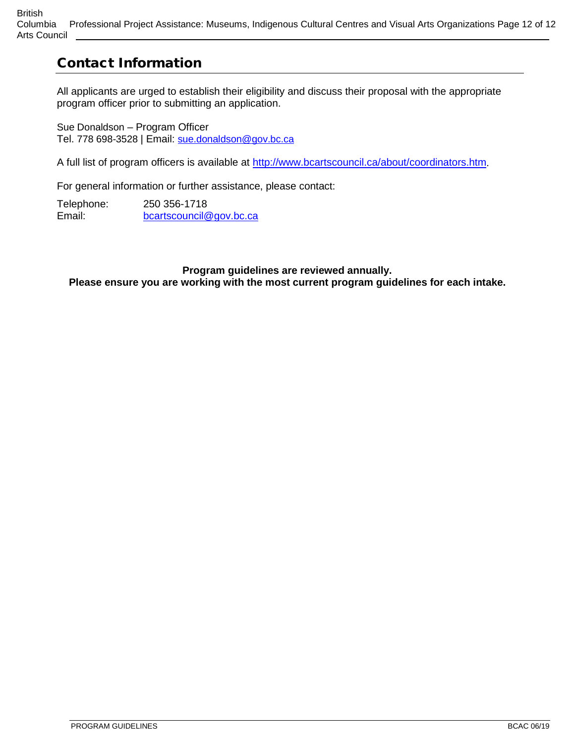## Contact Information

All applicants are urged to establish their eligibility and discuss their proposal with the appropriate program officer prior to submitting an application.

Sue Donaldson – Program Officer
Tel. 778 698-3528 | Email: sue.donaldson@gov.bc.ca

A full list of program officers is available at http://www.bcartscouncil.ca/about/coordinators.htm.

For general information or further assistance, please contact:

Telephone: 250 356-1718
Email: bcartscouncil@gov.bc.ca

**Program guidelines are reviewed annually.**
**Please ensure you are working with the most current program guidelines for each intake.**